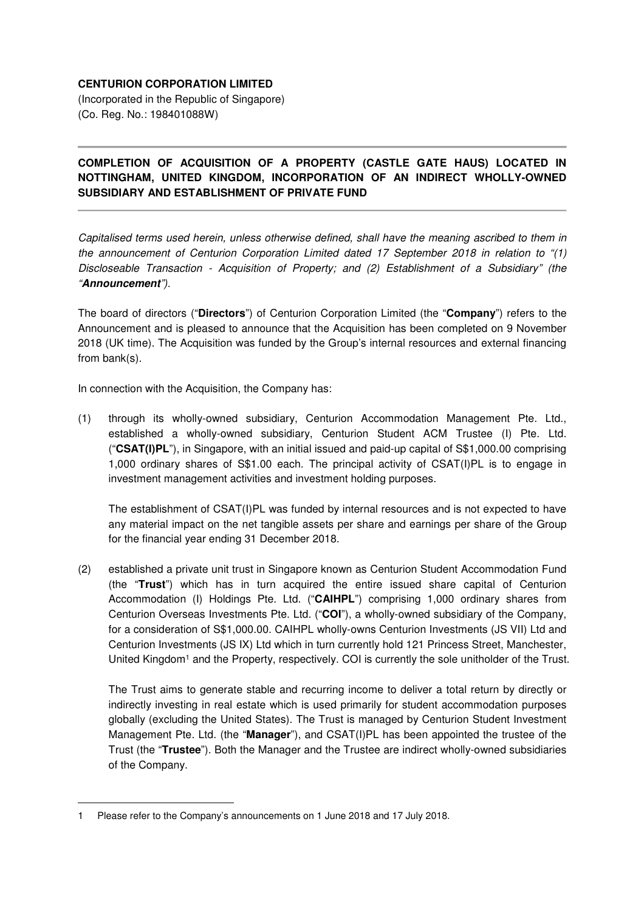**CENTURION CORPORATION LIMITED**
(Incorporated in the Republic of Singapore)
(Co. Reg. No.: 198401088W)

---

**COMPLETION OF ACQUISITION OF A PROPERTY (CASTLE GATE HAUS) LOCATED IN NOTTINGHAM, UNITED KINGDOM, INCORPORATION OF AN INDIRECT WHOLLY-OWNED SUBSIDIARY AND ESTABLISHMENT OF PRIVATE FUND**

---

*Capitalised terms used herein, unless otherwise defined, shall have the meaning ascribed to them in the announcement of Centurion Corporation Limited dated 17 September 2018 in relation to "(1) Discloseable Transaction - Acquisition of Property; and (2) Establishment of a Subsidiary" (the "**Announcement**").*

The board of directors ("**Directors**") of Centurion Corporation Limited (the "**Company**") refers to the Announcement and is pleased to announce that the Acquisition has been completed on 9 November 2018 (UK time). The Acquisition was funded by the Group's internal resources and external financing from bank(s).

In connection with the Acquisition, the Company has:

(1) through its wholly-owned subsidiary, Centurion Accommodation Management Pte. Ltd., established a wholly-owned subsidiary, Centurion Student ACM Trustee (I) Pte. Ltd. ("**CSAT(I)PL**"), in Singapore, with an initial issued and paid-up capital of S$1,000.00 comprising 1,000 ordinary shares of S$1.00 each. The principal activity of CSAT(I)PL is to engage in investment management activities and investment holding purposes.

    The establishment of CSAT(I)PL was funded by internal resources and is not expected to have any material impact on the net tangible assets per share and earnings per share of the Group for the financial year ending 31 December 2018.

(2) established a private unit trust in Singapore known as Centurion Student Accommodation Fund (the "**Trust**") which has in turn acquired the entire issued share capital of Centurion Accommodation (I) Holdings Pte. Ltd. ("**CAIHPL**") comprising 1,000 ordinary shares from Centurion Overseas Investments Pte. Ltd. ("**COI**"), a wholly-owned subsidiary of the Company, for a consideration of S$1,000.00. CAIHPL wholly-owns Centurion Investments (JS VII) Ltd and Centurion Investments (JS IX) Ltd which in turn currently hold 121 Princess Street, Manchester, United Kingdom[1] and the Property, respectively. COI is currently the sole unitholder of the Trust.

    The Trust aims to generate stable and recurring income to deliver a total return by directly or indirectly investing in real estate which is used primarily for student accommodation purposes globally (excluding the United States). The Trust is managed by Centurion Student Investment Management Pte. Ltd. (the "**Manager**"), and CSAT(I)PL has been appointed the trustee of the Trust (the "**Trustee**"). Both the Manager and the Trustee are indirect wholly-owned subsidiaries of the Company.

---

1 Please refer to the Company's announcements on 1 June 2018 and 17 July 2018.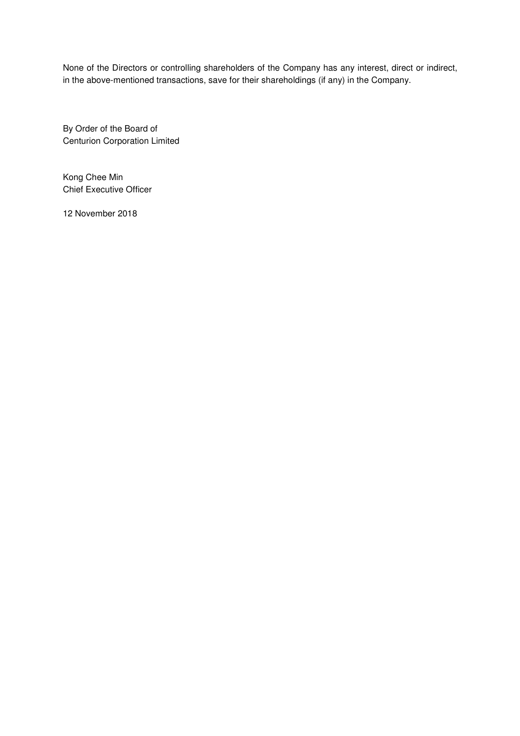None of the Directors or controlling shareholders of the Company has any interest, direct or indirect, in the above-mentioned transactions, save for their shareholdings (if any) in the Company.

By Order of the Board of
Centurion Corporation Limited

Kong Chee Min
Chief Executive Officer

12 November 2018